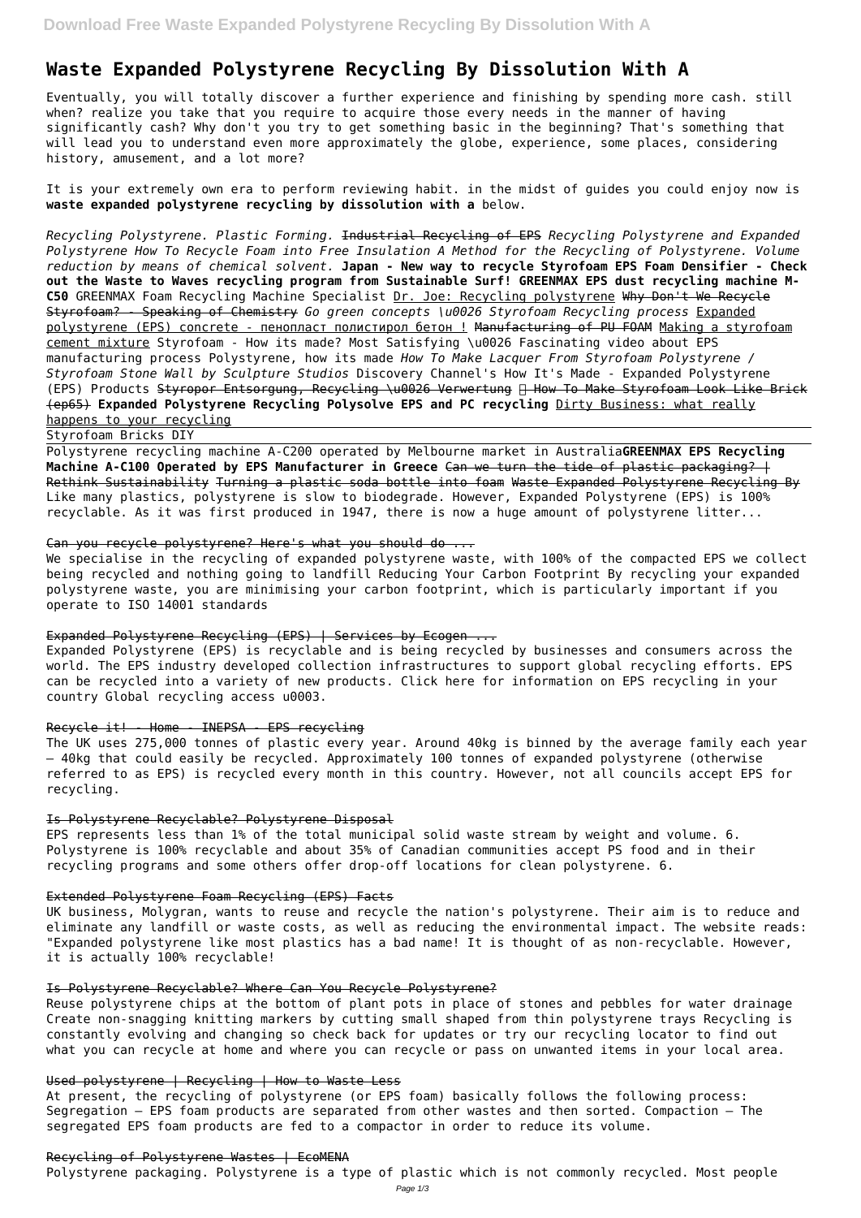# Waste Expanded Polystyrene Recycling By Dissolution With A

Eventually, you will totally discover a further experience and finishing by spending more cash. still when? realize you take that you require to acquire those every needs in the manner of having significantly cash? Why don't you try to get something basic in the beginning? That's something that will lead you to understand even more approximately the globe, experience, some places, considering history, amusement, and a lot more?

It is your extremely own era to perform reviewing habit. in the midst of guides you could enjoy now is **waste expanded polystyrene recycling by dissolution with a** below.

*Recycling Polystyrene. Plastic Forming.* ~~Industrial Recycling of EPS~~ *Recycling Polystyrene and Expanded Polystyrene How To Recycle Foam into Free Insulation A Method for the Recycling of Polystyrene. Volume reduction by means of chemical solvent.* **Japan - New way to recycle Styrofoam EPS Foam Densifier - Check out the Waste to Waves recycling program from Sustainable Surf! GREENMAX EPS dust recycling machine M-C50** GREENMAX Foam Recycling Machine Specialist Dr. Joe: Recycling polystyrene ~~Why Don't We Recycle Styrofoam? - Speaking of Chemistry~~ *Go green concepts \u0026 Styrofoam Recycling process* Expanded polystyrene (EPS) concrete - пенопласт полистирол бетон ! ~~Manufacturing of PU FOAM~~ Making a styrofoam cement mixture Styrofoam - How its made? Most Satisfying \u0026 Fascinating video about EPS manufacturing process Polystyrene, how its made *How To Make Lacquer From Styrofoam Polystyrene / Styrofoam Stone Wall by Sculpture Studios* Discovery Channel's How It's Made - Expanded Polystyrene (EPS) Products ~~Styropor Entsorgung, Recycling \u0026 Verwertung~~ ~~How To Make Styrofoam Look Like Brick (ep65)~~ **Expanded Polystyrene Recycling Polysolve EPS and PC recycling** Dirty Business: what really happens to your recycling

Styrofoam Bricks DIY

Polystyrene recycling machine A-C200 operated by Melbourne market in Australia**GREENMAX EPS Recycling Machine A-C100 Operated by EPS Manufacturer in Greece** ~~Can we turn the tide of plastic packaging? | Rethink Sustainability~~ ~~Turning a plastic soda bottle into foam~~ ~~Waste Expanded Polystyrene Recycling By~~
Like many plastics, polystyrene is slow to biodegrade. However, Expanded Polystyrene (EPS) is 100% recyclable. As it was first produced in 1947, there is now a huge amount of polystyrene litter...

~~Can you recycle polystyrene? Here's what you should do ...~~

We specialise in the recycling of expanded polystyrene waste, with 100% of the compacted EPS we collect being recycled and nothing going to landfill Reducing Your Carbon Footprint By recycling your expanded polystyrene waste, you are minimising your carbon footprint, which is particularly important if you operate to ISO 14001 standards

~~Expanded Polystyrene Recycling (EPS) | Services by Ecogen ...~~

Expanded Polystyrene (EPS) is recyclable and is being recycled by businesses and consumers across the world. The EPS industry developed collection infrastructures to support global recycling efforts. EPS can be recycled into a variety of new products. Click here for information on EPS recycling in your country Global recycling access u0003.

~~Recycle it! - Home - INEPSA - EPS recycling~~

The UK uses 275,000 tonnes of plastic every year. Around 40kg is binned by the average family each year – 40kg that could easily be recycled. Approximately 100 tonnes of expanded polystyrene (otherwise referred to as EPS) is recycled every month in this country. However, not all councils accept EPS for recycling.

~~Is Polystyrene Recyclable? Polystyrene Disposal~~

EPS represents less than 1% of the total municipal solid waste stream by weight and volume. 6. Polystyrene is 100% recyclable and about 35% of Canadian communities accept PS food and in their recycling programs and some others offer drop-off locations for clean polystyrene. 6.

~~Extended Polystyrene Foam Recycling (EPS) Facts~~

UK business, Molygran, wants to reuse and recycle the nation's polystyrene. Their aim is to reduce and eliminate any landfill or waste costs, as well as reducing the environmental impact. The website reads: "Expanded polystyrene like most plastics has a bad name! It is thought of as non-recyclable. However, it is actually 100% recyclable!

~~Is Polystyrene Recyclable? Where Can You Recycle Polystyrene?~~

Reuse polystyrene chips at the bottom of plant pots in place of stones and pebbles for water drainage Create non-snagging knitting markers by cutting small shaped from thin polystyrene trays Recycling is constantly evolving and changing so check back for updates or try our recycling locator to find out what you can recycle at home and where you can recycle or pass on unwanted items in your local area.

~~Used polystyrene | Recycling | How to Waste Less~~

At present, the recycling of polystyrene (or EPS foam) basically follows the following process: Segregation – EPS foam products are separated from other wastes and then sorted. Compaction – The segregated EPS foam products are fed to a compactor in order to reduce its volume.

~~Recycling of Polystyrene Wastes | EcoMENA~~

Polystyrene packaging. Polystyrene is a type of plastic which is not commonly recycled. Most people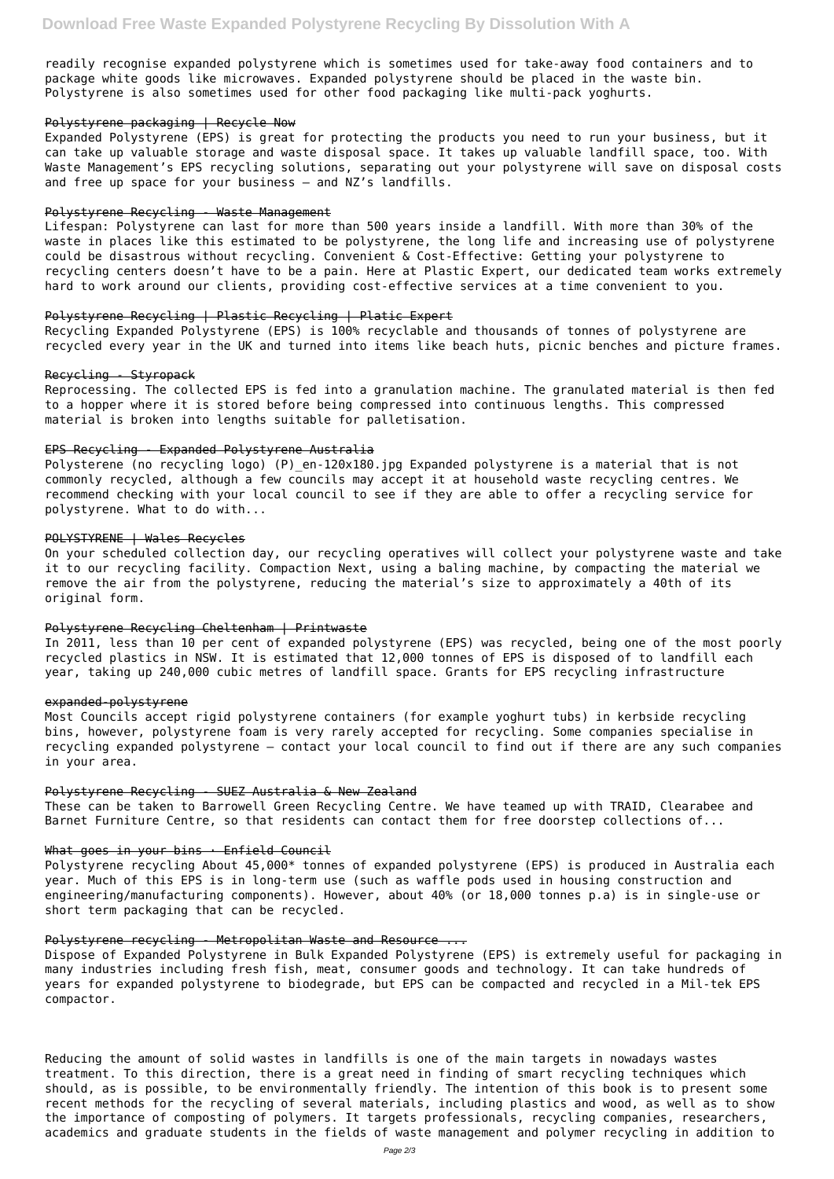readily recognise expanded polystyrene which is sometimes used for take-away food containers and to package white goods like microwaves. Expanded polystyrene should be placed in the waste bin. Polystyrene is also sometimes used for other food packaging like multi-pack yoghurts.

## Polystyrene packaging | Recycle Now

Expanded Polystyrene (EPS) is great for protecting the products you need to run your business, but it can take up valuable storage and waste disposal space. It takes up valuable landfill space, too. With Waste Management's EPS recycling solutions, separating out your polystyrene will save on disposal costs and free up space for your business – and NZ's landfills.

## Polystyrene Recycling - Waste Management

Lifespan: Polystyrene can last for more than 500 years inside a landfill. With more than 30% of the waste in places like this estimated to be polystyrene, the long life and increasing use of polystyrene could be disastrous without recycling. Convenient & Cost-Effective: Getting your polystyrene to recycling centers doesn't have to be a pain. Here at Plastic Expert, our dedicated team works extremely hard to work around our clients, providing cost-effective services at a time convenient to you.

## Polystyrene Recycling | Plastic Recycling | Platic Expert

Recycling Expanded Polystyrene (EPS) is 100% recyclable and thousands of tonnes of polystyrene are recycled every year in the UK and turned into items like beach huts, picnic benches and picture frames.

## Recycling - Styropack

Reprocessing. The collected EPS is fed into a granulation machine. The granulated material is then fed to a hopper where it is stored before being compressed into continuous lengths. This compressed material is broken into lengths suitable for palletisation.

## EPS Recycling - Expanded Polystyrene Australia

Polysterene (no recycling logo) (P)_en-120x180.jpg Expanded polystyrene is a material that is not commonly recycled, although a few councils may accept it at household waste recycling centres. We recommend checking with your local council to see if they are able to offer a recycling service for polystyrene. What to do with...

## POLYSTYRENE | Wales Recycles

On your scheduled collection day, our recycling operatives will collect your polystyrene waste and take it to our recycling facility. Compaction Next, using a baling machine, by compacting the material we remove the air from the polystyrene, reducing the material's size to approximately a 40th of its original form.

## Polystyrene Recycling Cheltenham | Printwaste

In 2011, less than 10 per cent of expanded polystyrene (EPS) was recycled, being one of the most poorly recycled plastics in NSW. It is estimated that 12,000 tonnes of EPS is disposed of to landfill each year, taking up 240,000 cubic metres of landfill space. Grants for EPS recycling infrastructure

## expanded-polystyrene

Most Councils accept rigid polystyrene containers (for example yoghurt tubs) in kerbside recycling bins, however, polystyrene foam is very rarely accepted for recycling. Some companies specialise in recycling expanded polystyrene – contact your local council to find out if there are any such companies in your area.

## Polystyrene Recycling - SUEZ Australia & New Zealand

These can be taken to Barrowell Green Recycling Centre. We have teamed up with TRAID, Clearabee and Barnet Furniture Centre, so that residents can contact them for free doorstep collections of...

## What goes in your bins · Enfield Council

Polystyrene recycling About 45,000* tonnes of expanded polystyrene (EPS) is produced in Australia each year. Much of this EPS is in long-term use (such as waffle pods used in housing construction and engineering/manufacturing components). However, about 40% (or 18,000 tonnes p.a) is in single-use or short term packaging that can be recycled.

## Polystyrene recycling - Metropolitan Waste and Resource ...

Dispose of Expanded Polystyrene in Bulk Expanded Polystyrene (EPS) is extremely useful for packaging in many industries including fresh fish, meat, consumer goods and technology. It can take hundreds of years for expanded polystyrene to biodegrade, but EPS can be compacted and recycled in a Mil-tek EPS compactor.

Reducing the amount of solid wastes in landfills is one of the main targets in nowadays wastes treatment. To this direction, there is a great need in finding of smart recycling techniques which should, as is possible, to be environmentally friendly. The intention of this book is to present some recent methods for the recycling of several materials, including plastics and wood, as well as to show the importance of composting of polymers. It targets professionals, recycling companies, researchers, academics and graduate students in the fields of waste management and polymer recycling in addition to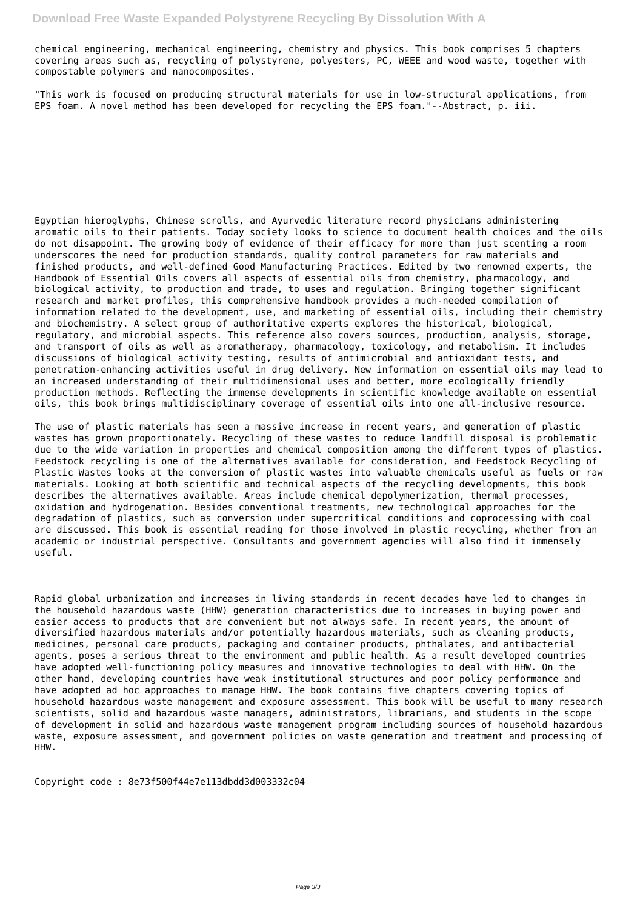chemical engineering, mechanical engineering, chemistry and physics. This book comprises 5 chapters covering areas such as, recycling of polystyrene, polyesters, PC, WEEE and wood waste, together with compostable polymers and nanocomposites.

"This work is focused on producing structural materials for use in low-structural applications, from EPS foam. A novel method has been developed for recycling the EPS foam."--Abstract, p. iii.

Egyptian hieroglyphs, Chinese scrolls, and Ayurvedic literature record physicians administering aromatic oils to their patients. Today society looks to science to document health choices and the oils do not disappoint. The growing body of evidence of their efficacy for more than just scenting a room underscores the need for production standards, quality control parameters for raw materials and finished products, and well-defined Good Manufacturing Practices. Edited by two renowned experts, the Handbook of Essential Oils covers all aspects of essential oils from chemistry, pharmacology, and biological activity, to production and trade, to uses and regulation. Bringing together significant research and market profiles, this comprehensive handbook provides a much-needed compilation of information related to the development, use, and marketing of essential oils, including their chemistry and biochemistry. A select group of authoritative experts explores the historical, biological, regulatory, and microbial aspects. This reference also covers sources, production, analysis, storage, and transport of oils as well as aromatherapy, pharmacology, toxicology, and metabolism. It includes discussions of biological activity testing, results of antimicrobial and antioxidant tests, and penetration-enhancing activities useful in drug delivery. New information on essential oils may lead to an increased understanding of their multidimensional uses and better, more ecologically friendly production methods. Reflecting the immense developments in scientific knowledge available on essential oils, this book brings multidisciplinary coverage of essential oils into one all-inclusive resource.

The use of plastic materials has seen a massive increase in recent years, and generation of plastic wastes has grown proportionately. Recycling of these wastes to reduce landfill disposal is problematic due to the wide variation in properties and chemical composition among the different types of plastics. Feedstock recycling is one of the alternatives available for consideration, and Feedstock Recycling of Plastic Wastes looks at the conversion of plastic wastes into valuable chemicals useful as fuels or raw materials. Looking at both scientific and technical aspects of the recycling developments, this book describes the alternatives available. Areas include chemical depolymerization, thermal processes, oxidation and hydrogenation. Besides conventional treatments, new technological approaches for the degradation of plastics, such as conversion under supercritical conditions and coprocessing with coal are discussed. This book is essential reading for those involved in plastic recycling, whether from an academic or industrial perspective. Consultants and government agencies will also find it immensely useful.

Rapid global urbanization and increases in living standards in recent decades have led to changes in the household hazardous waste (HHW) generation characteristics due to increases in buying power and easier access to products that are convenient but not always safe. In recent years, the amount of diversified hazardous materials and/or potentially hazardous materials, such as cleaning products, medicines, personal care products, packaging and container products, phthalates, and antibacterial agents, poses a serious threat to the environment and public health. As a result developed countries have adopted well-functioning policy measures and innovative technologies to deal with HHW. On the other hand, developing countries have weak institutional structures and poor policy performance and have adopted ad hoc approaches to manage HHW. The book contains five chapters covering topics of household hazardous waste management and exposure assessment. This book will be useful to many research scientists, solid and hazardous waste managers, administrators, librarians, and students in the scope of development in solid and hazardous waste management program including sources of household hazardous waste, exposure assessment, and government policies on waste generation and treatment and processing of HHW.

Copyright code : 8e73f500f44e7e113dbdd3d003332c04